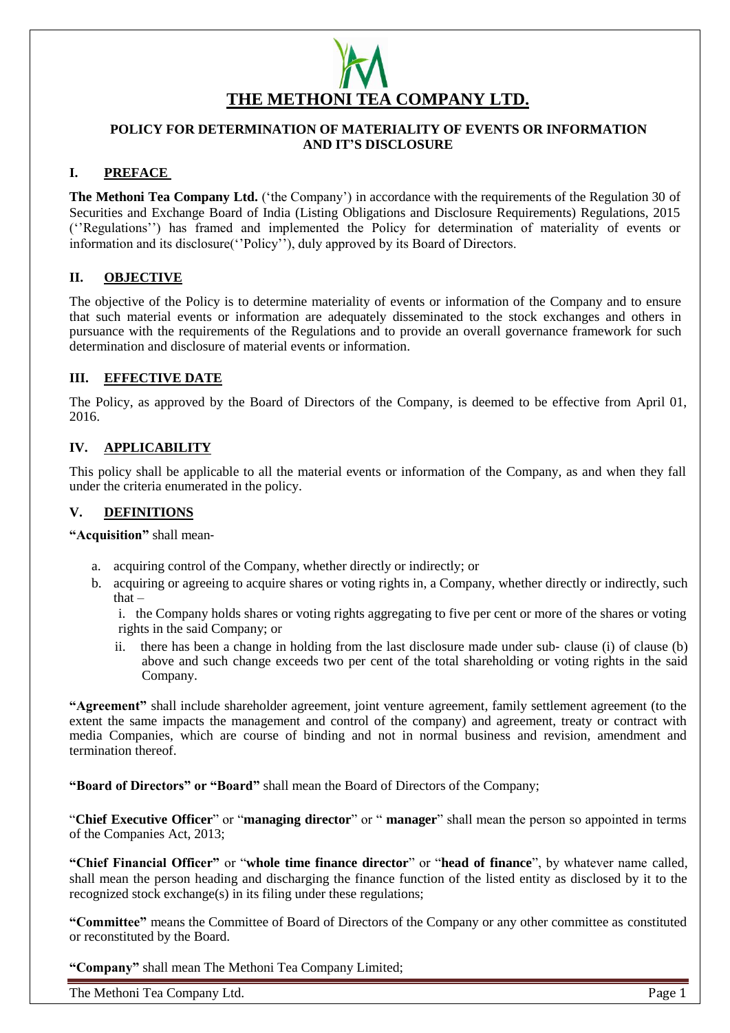# THE METHONI TEA COMPANY LTD.

## POLICY FOR DETERMINATION OF MATERIALITY OF EVENTS OR INFORMATION AND IT'S DISCLOSURE

## I. PREFACE

**The Methoni Tea Company Ltd.** ('the Company') in accordance with the requirements of the Regulation 30 of Securities and Exchange Board of India (Listing Obligations and Disclosure Requirements) Regulations, 2015 (''Regulations'') has framed and implemented the Policy for determination of materiality of events or information and its disclosure(''Policy''), duly approved by its Board of Directors.

## II. OBJECTIVE

The objective of the Policy is to determine materiality of events or information of the Company and to ensure that such material events or information are adequately disseminated to the stock exchanges and others in pursuance with the requirements of the Regulations and to provide an overall governance framework for such determination and disclosure of material events or information.

## III. EFFECTIVE DATE

The Policy, as approved by the Board of Directors of the Company, is deemed to be effective from April 01, 2016.

## IV. APPLICABILITY

This policy shall be applicable to all the material events or information of the Company, as and when they fall under the criteria enumerated in the policy.

## V. DEFINITIONS

**"Acquisition"** shall mean-

a. acquiring control of the Company, whether directly or indirectly; or
b. acquiring or agreeing to acquire shares or voting rights in, a Company, whether directly or indirectly, such that –
   i. the Company holds shares or voting rights aggregating to five per cent or more of the shares or voting rights in the said Company; or
   ii. there has been a change in holding from the last disclosure made under sub- clause (i) of clause (b) above and such change exceeds two per cent of the total shareholding or voting rights in the said Company.

**"Agreement"** shall include shareholder agreement, joint venture agreement, family settlement agreement (to the extent the same impacts the management and control of the company) and agreement, treaty or contract with media Companies, which are course of binding and not in normal business and revision, amendment and termination thereof.

**"Board of Directors" or "Board"** shall mean the Board of Directors of the Company;

"**Chief Executive Officer**" or "**managing director**" or " **manager**" shall mean the person so appointed in terms of the Companies Act, 2013;

**"Chief Financial Officer"** or "**whole time finance director**" or "**head of finance**", by whatever name called, shall mean the person heading and discharging the finance function of the listed entity as disclosed by it to the recognized stock exchange(s) in its filing under these regulations;

**"Committee"** means the Committee of Board of Directors of the Company or any other committee as constituted or reconstituted by the Board.

**"Company"** shall mean The Methoni Tea Company Limited;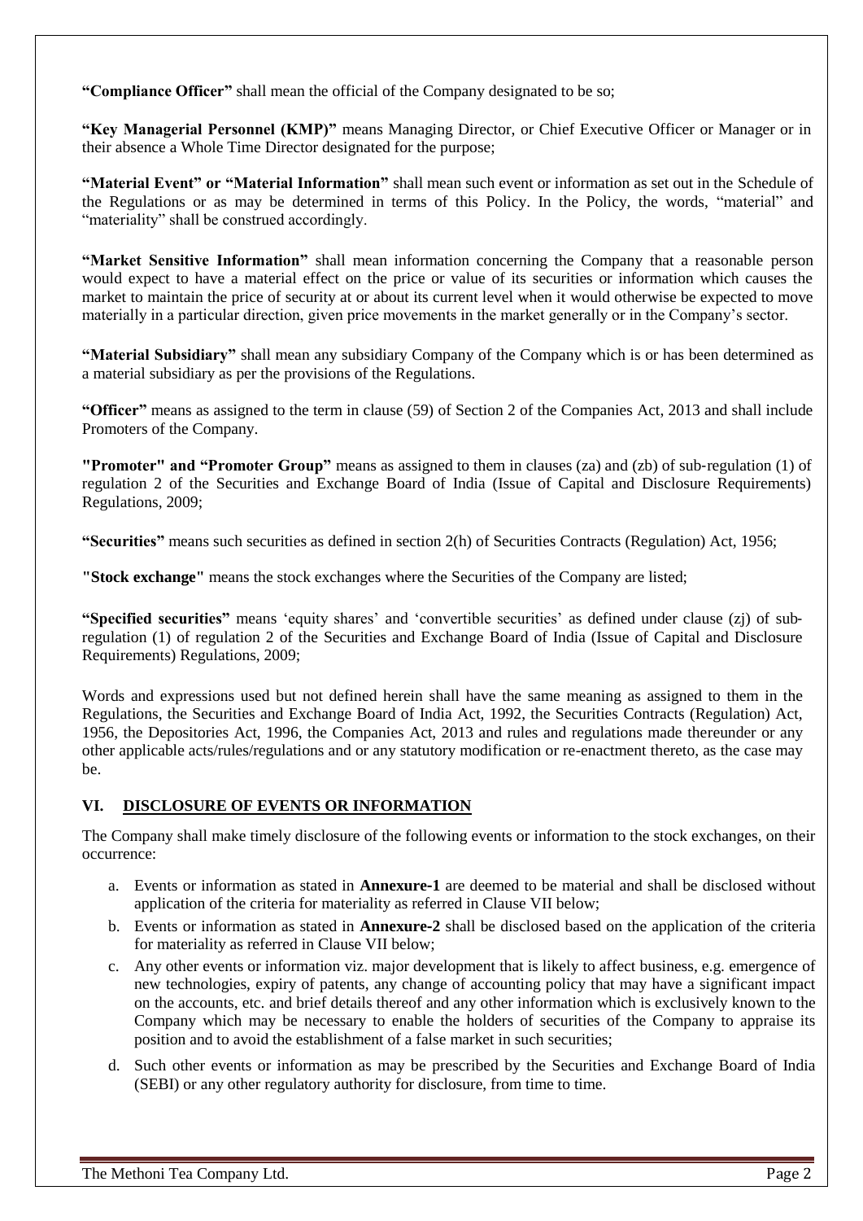**"Compliance Officer"** shall mean the official of the Company designated to be so;

**"Key Managerial Personnel (KMP)"** means Managing Director, or Chief Executive Officer or Manager or in their absence a Whole Time Director designated for the purpose;

**"Material Event" or "Material Information"** shall mean such event or information as set out in the Schedule of the Regulations or as may be determined in terms of this Policy. In the Policy, the words, "material" and "materiality" shall be construed accordingly.

**"Market Sensitive Information"** shall mean information concerning the Company that a reasonable person would expect to have a material effect on the price or value of its securities or information which causes the market to maintain the price of security at or about its current level when it would otherwise be expected to move materially in a particular direction, given price movements in the market generally or in the Company's sector.

**"Material Subsidiary"** shall mean any subsidiary Company of the Company which is or has been determined as a material subsidiary as per the provisions of the Regulations.

**"Officer"** means as assigned to the term in clause (59) of Section 2 of the Companies Act, 2013 and shall include Promoters of the Company.

**"Promoter" and "Promoter Group"** means as assigned to them in clauses (za) and (zb) of sub-regulation (1) of regulation 2 of the Securities and Exchange Board of India (Issue of Capital and Disclosure Requirements) Regulations, 2009;

**"Securities"** means such securities as defined in section 2(h) of Securities Contracts (Regulation) Act, 1956;

**"Stock exchange"** means the stock exchanges where the Securities of the Company are listed;

**"Specified securities"** means 'equity shares' and 'convertible securities' as defined under clause (zj) of sub-regulation (1) of regulation 2 of the Securities and Exchange Board of India (Issue of Capital and Disclosure Requirements) Regulations, 2009;

Words and expressions used but not defined herein shall have the same meaning as assigned to them in the Regulations, the Securities and Exchange Board of India Act, 1992, the Securities Contracts (Regulation) Act, 1956, the Depositories Act, 1996, the Companies Act, 2013 and rules and regulations made thereunder or any other applicable acts/rules/regulations and or any statutory modification or re-enactment thereto, as the case may be.

## VI. DISCLOSURE OF EVENTS OR INFORMATION

The Company shall make timely disclosure of the following events or information to the stock exchanges, on their occurrence:

a. Events or information as stated in **Annexure-1** are deemed to be material and shall be disclosed without application of the criteria for materiality as referred in Clause VII below;

b. Events or information as stated in **Annexure-2** shall be disclosed based on the application of the criteria for materiality as referred in Clause VII below;

c. Any other events or information viz. major development that is likely to affect business, e.g. emergence of new technologies, expiry of patents, any change of accounting policy that may have a significant impact on the accounts, etc. and brief details thereof and any other information which is exclusively known to the Company which may be necessary to enable the holders of securities of the Company to appraise its position and to avoid the establishment of a false market in such securities;

d. Such other events or information as may be prescribed by the Securities and Exchange Board of India (SEBI) or any other regulatory authority for disclosure, from time to time.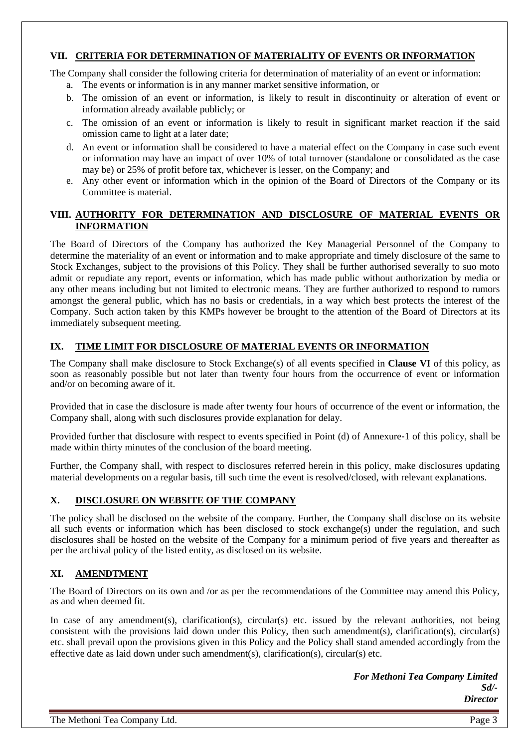## VII. CRITERIA FOR DETERMINATION OF MATERIALITY OF EVENTS OR INFORMATION

The Company shall consider the following criteria for determination of materiality of an event or information:

a. The events or information is in any manner market sensitive information, or
b. The omission of an event or information, is likely to result in discontinuity or alteration of event or information already available publicly; or
c. The omission of an event or information is likely to result in significant market reaction if the said omission came to light at a later date;
d. An event or information shall be considered to have a material effect on the Company in case such event or information may have an impact of over 10% of total turnover (standalone or consolidated as the case may be) or 25% of profit before tax, whichever is lesser, on the Company; and
e. Any other event or information which in the opinion of the Board of Directors of the Company or its Committee is material.

## VIII. AUTHORITY FOR DETERMINATION AND DISCLOSURE OF MATERIAL EVENTS OR INFORMATION

The Board of Directors of the Company has authorized the Key Managerial Personnel of the Company to determine the materiality of an event or information and to make appropriate and timely disclosure of the same to Stock Exchanges, subject to the provisions of this Policy. They shall be further authorised severally to suo moto admit or repudiate any report, events or information, which has made public without authorization by media or any other means including but not limited to electronic means. They are further authorized to respond to rumors amongst the general public, which has no basis or credentials, in a way which best protects the interest of the Company. Such action taken by this KMPs however be brought to the attention of the Board of Directors at its immediately subsequent meeting.

## IX. TIME LIMIT FOR DISCLOSURE OF MATERIAL EVENTS OR INFORMATION

The Company shall make disclosure to Stock Exchange(s) of all events specified in **Clause VI** of this policy, as soon as reasonably possible but not later than twenty four hours from the occurrence of event or information and/or on becoming aware of it.

Provided that in case the disclosure is made after twenty four hours of occurrence of the event or information, the Company shall, along with such disclosures provide explanation for delay.

Provided further that disclosure with respect to events specified in Point (d) of Annexure-1 of this policy, shall be made within thirty minutes of the conclusion of the board meeting.

Further, the Company shall, with respect to disclosures referred herein in this policy, make disclosures updating material developments on a regular basis, till such time the event is resolved/closed, with relevant explanations.

## X. DISCLOSURE ON WEBSITE OF THE COMPANY

The policy shall be disclosed on the website of the company. Further, the Company shall disclose on its website all such events or information which has been disclosed to stock exchange(s) under the regulation, and such disclosures shall be hosted on the website of the Company for a minimum period of five years and thereafter as per the archival policy of the listed entity, as disclosed on its website.

## XI. AMENDTMENT

The Board of Directors on its own and /or as per the recommendations of the Committee may amend this Policy, as and when deemed fit.

In case of any amendment(s), clarification(s), circular(s) etc. issued by the relevant authorities, not being consistent with the provisions laid down under this Policy, then such amendment(s), clarification(s), circular(s) etc. shall prevail upon the provisions given in this Policy and the Policy shall stand amended accordingly from the effective date as laid down under such amendment(s), clarification(s), circular(s) etc.

***For Methoni Tea Company Limited***
***Sd/-***
***Director***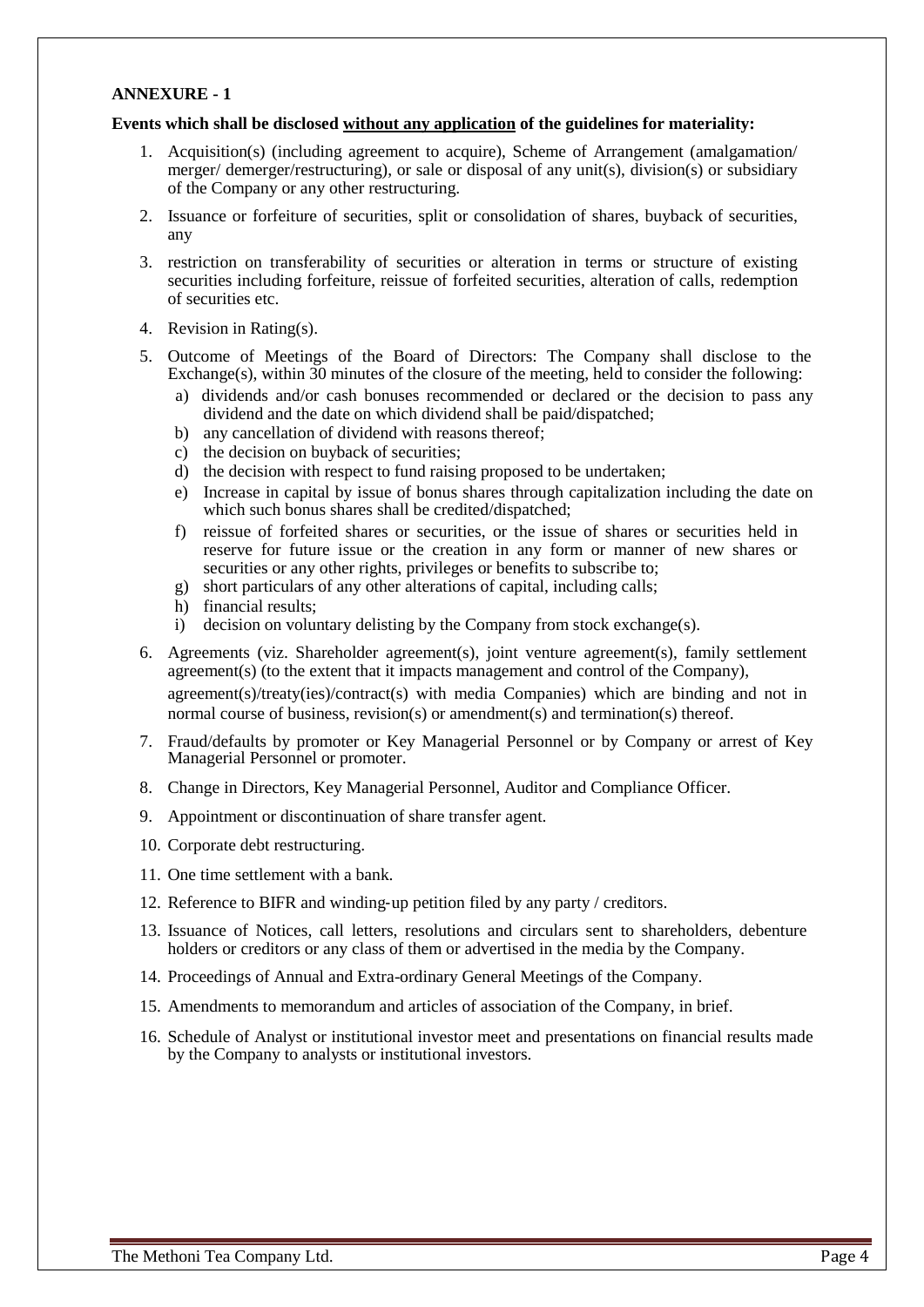**ANNEXURE - 1**

**Events which shall be disclosed without any application of the guidelines for materiality:**

1. Acquisition(s) (including agreement to acquire), Scheme of Arrangement (amalgamation/ merger/ demerger/restructuring), or sale or disposal of any unit(s), division(s) or subsidiary of the Company or any other restructuring.
2. Issuance or forfeiture of securities, split or consolidation of shares, buyback of securities, any
3. restriction on transferability of securities or alteration in terms or structure of existing securities including forfeiture, reissue of forfeited securities, alteration of calls, redemption of securities etc.
4. Revision in Rating(s).
5. Outcome of Meetings of the Board of Directors: The Company shall disclose to the Exchange(s), within 30 minutes of the closure of the meeting, held to consider the following:
   a) dividends and/or cash bonuses recommended or declared or the decision to pass any dividend and the date on which dividend shall be paid/dispatched;
   b) any cancellation of dividend with reasons thereof;
   c) the decision on buyback of securities;
   d) the decision with respect to fund raising proposed to be undertaken;
   e) Increase in capital by issue of bonus shares through capitalization including the date on which such bonus shares shall be credited/dispatched;
   f) reissue of forfeited shares or securities, or the issue of shares or securities held in reserve for future issue or the creation in any form or manner of new shares or securities or any other rights, privileges or benefits to subscribe to;
   g) short particulars of any other alterations of capital, including calls;
   h) financial results;
   i) decision on voluntary delisting by the Company from stock exchange(s).
6. Agreements (viz. Shareholder agreement(s), joint venture agreement(s), family settlement agreement(s) (to the extent that it impacts management and control of the Company), agreement(s)/treaty(ies)/contract(s) with media Companies) which are binding and not in normal course of business, revision(s) or amendment(s) and termination(s) thereof.
7. Fraud/defaults by promoter or Key Managerial Personnel or by Company or arrest of Key Managerial Personnel or promoter.
8. Change in Directors, Key Managerial Personnel, Auditor and Compliance Officer.
9. Appointment or discontinuation of share transfer agent.
10. Corporate debt restructuring.
11. One time settlement with a bank.
12. Reference to BIFR and winding-up petition filed by any party / creditors.
13. Issuance of Notices, call letters, resolutions and circulars sent to shareholders, debenture holders or creditors or any class of them or advertised in the media by the Company.
14. Proceedings of Annual and Extra-ordinary General Meetings of the Company.
15. Amendments to memorandum and articles of association of the Company, in brief.
16. Schedule of Analyst or institutional investor meet and presentations on financial results made by the Company to analysts or institutional investors.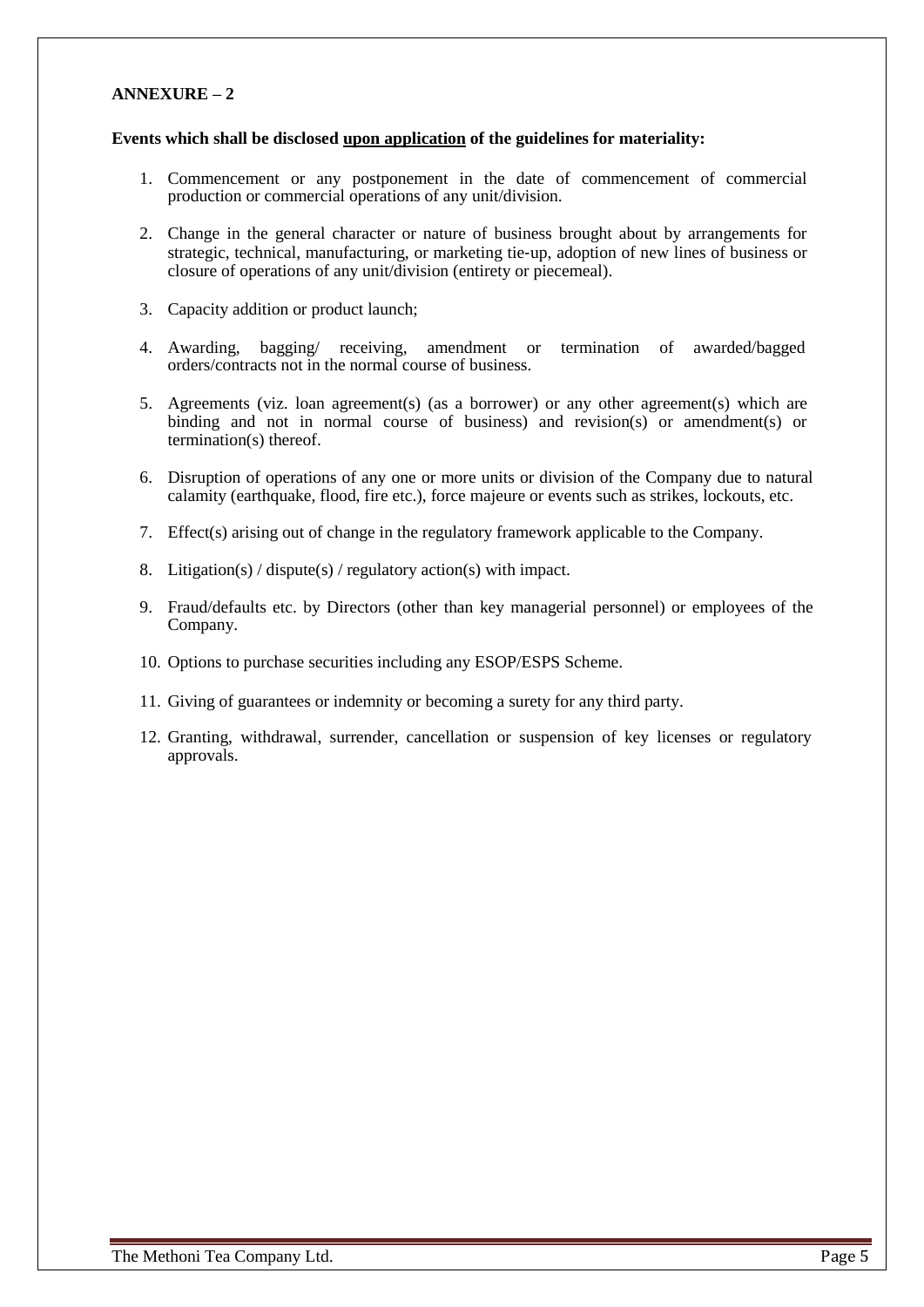**ANNEXURE – 2**

**Events which shall be disclosed upon application of the guidelines for materiality:**

1. Commencement or any postponement in the date of commencement of commercial production or commercial operations of any unit/division.

2. Change in the general character or nature of business brought about by arrangements for strategic, technical, manufacturing, or marketing tie-up, adoption of new lines of business or closure of operations of any unit/division (entirety or piecemeal).

3. Capacity addition or product launch;

4. Awarding, bagging/ receiving, amendment or termination of awarded/bagged orders/contracts not in the normal course of business.

5. Agreements (viz. loan agreement(s) (as a borrower) or any other agreement(s) which are binding and not in normal course of business) and revision(s) or amendment(s) or termination(s) thereof.

6. Disruption of operations of any one or more units or division of the Company due to natural calamity (earthquake, flood, fire etc.), force majeure or events such as strikes, lockouts, etc.

7. Effect(s) arising out of change in the regulatory framework applicable to the Company.

8. Litigation(s) / dispute(s) / regulatory action(s) with impact.

9. Fraud/defaults etc. by Directors (other than key managerial personnel) or employees of the Company.

10. Options to purchase securities including any ESOP/ESPS Scheme.

11. Giving of guarantees or indemnity or becoming a surety for any third party.

12. Granting, withdrawal, surrender, cancellation or suspension of key licenses or regulatory approvals.